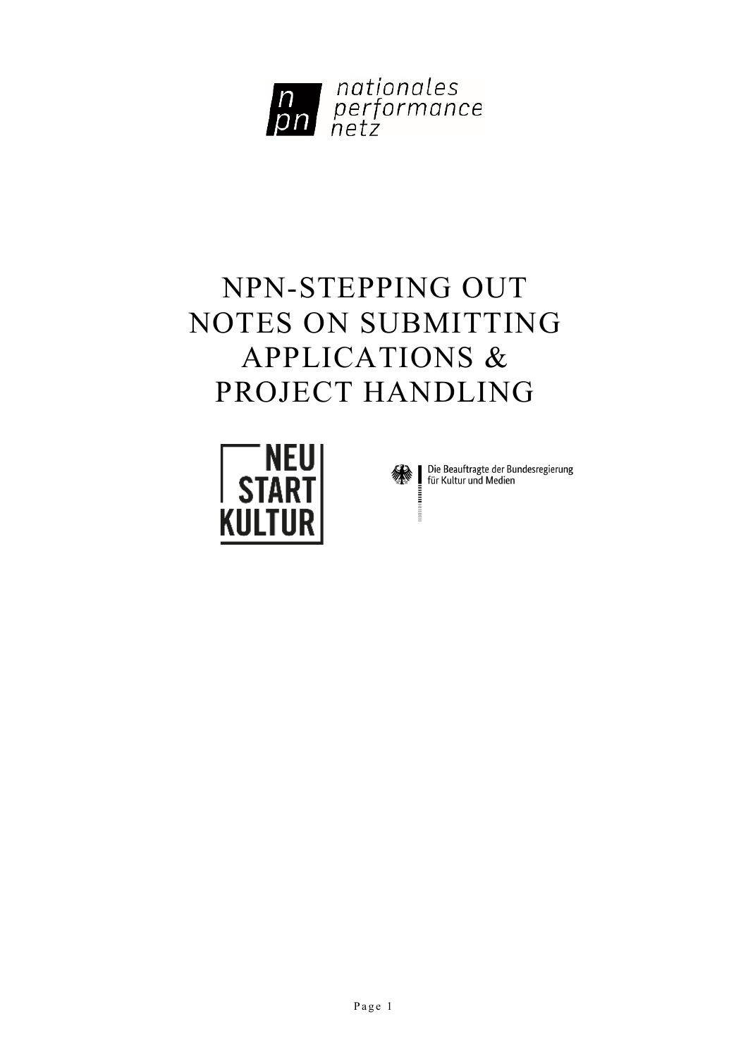nationales performance netz

# NPN-STEPPING OUT NOTES ON SUBMITTING APPLICATIONS & PROJECT HANDLING

NEU START KULTUR

Die Beauftragte der Bundesregierung für Kultur und Medien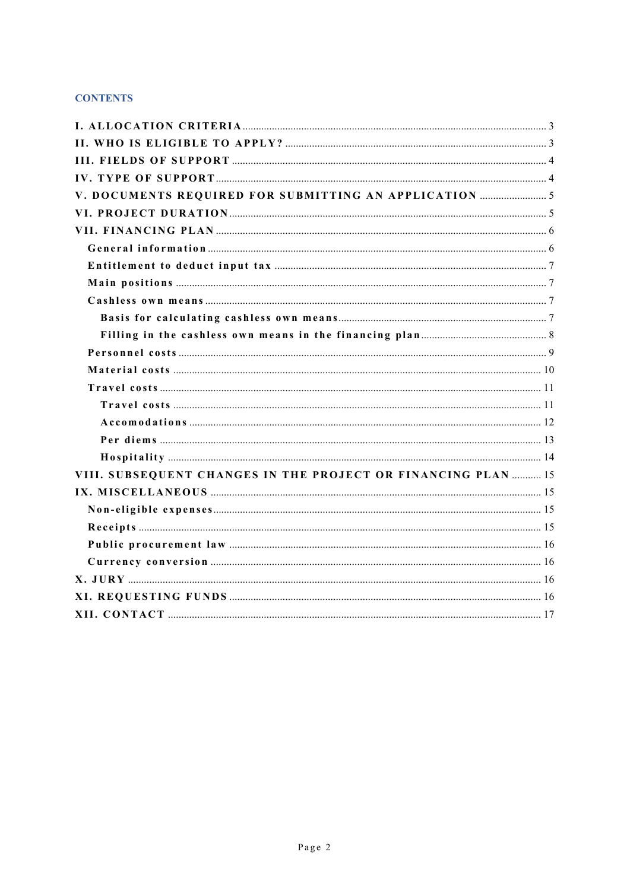## CONTENTS

I. ALLOCATION CRITERIA .... 3
II. WHO IS ELIGIBLE TO APPLY? .... 3
III. FIELDS OF SUPPORT .... 4
IV. TYPE OF SUPPORT .... 4
V. DOCUMENTS REQUIRED FOR SUBMITTING AN APPLICATION .... 5
VI. PROJECT DURATION .... 5
VII. FINANCING PLAN .... 6
- General information .... 6
- Entitlement to deduct input tax .... 7
- Main positions .... 7
- Cashless own means .... 7
  - Basis for calculating cashless own means .... 7
  - Filling in the cashless own means in the financing plan .... 8
- Personnel costs .... 9
- Material costs .... 10
- Travel costs .... 11
  - Travel costs .... 11
  - Accomodations .... 12
  - Per diems .... 13
  - Hospitality .... 14

VIII. SUBSEQUENT CHANGES IN THE PROJECT OR FINANCING PLAN .... 15
IX. MISCELLANEOUS .... 15
- Non-eligible expenses .... 15
- Receipts .... 15
- Public procurement law .... 16
- Currency conversion .... 16

X. JURY .... 16
XI. REQUESTING FUNDS .... 16
XII. CONTACT .... 17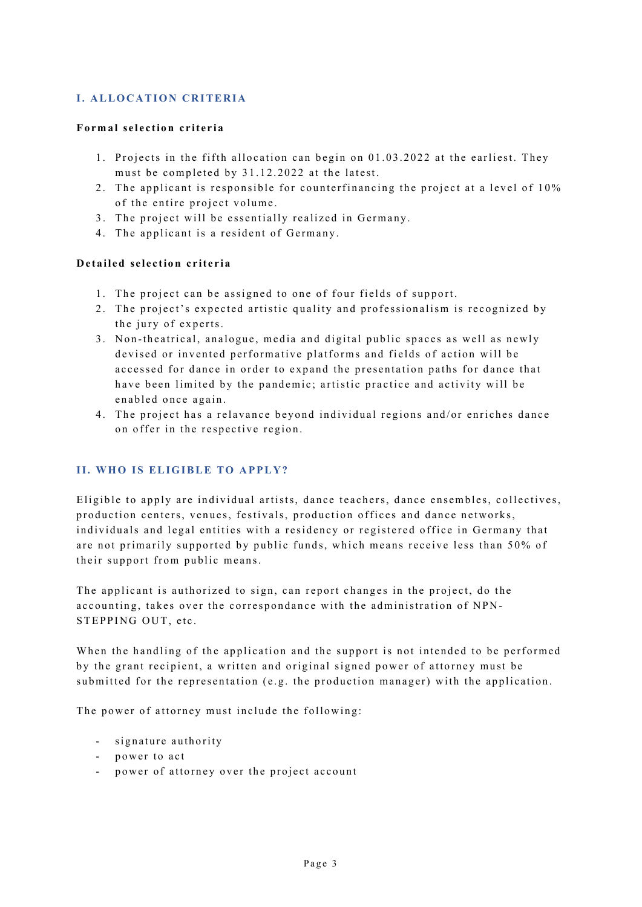## I. ALLOCATION CRITERIA

**Formal selection criteria**

1. Projects in the fifth allocation can begin on 01.03.2022 at the earliest. They must be completed by 31.12.2022 at the latest.
2. The applicant is responsible for counterfinancing the project at a level of 10% of the entire project volume.
3. The project will be essentially realized in Germany.
4. The applicant is a resident of Germany.

**Detailed selection criteria**

1. The project can be assigned to one of four fields of support.
2. The project's expected artistic quality and professionalism is recognized by the jury of experts.
3. Non-theatrical, analogue, media and digital public spaces as well as newly devised or invented performative platforms and fields of action will be accessed for dance in order to expand the presentation paths for dance that have been limited by the pandemic; artistic practice and activity will be enabled once again.
4. The project has a relavance beyond individual regions and/or enriches dance on offer in the respective region.

## II. WHO IS ELIGIBLE TO APPLY?

Eligible to apply are individual artists, dance teachers, dance ensembles, collectives, production centers, venues, festivals, production offices and dance networks, individuals and legal entities with a residency or registered office in Germany that are not primarily supported by public funds, which means receive less than 50% of their support from public means.

The applicant is authorized to sign, can report changes in the project, do the accounting, takes over the correspondance with the administration of NPN-STEPPING OUT, etc.

When the handling of the application and the support is not intended to be performed by the grant recipient, a written and original signed power of attorney must be submitted for the representation (e.g. the production manager) with the application.

The power of attorney must include the following:

- signature authority
- power to act
- power of attorney over the project account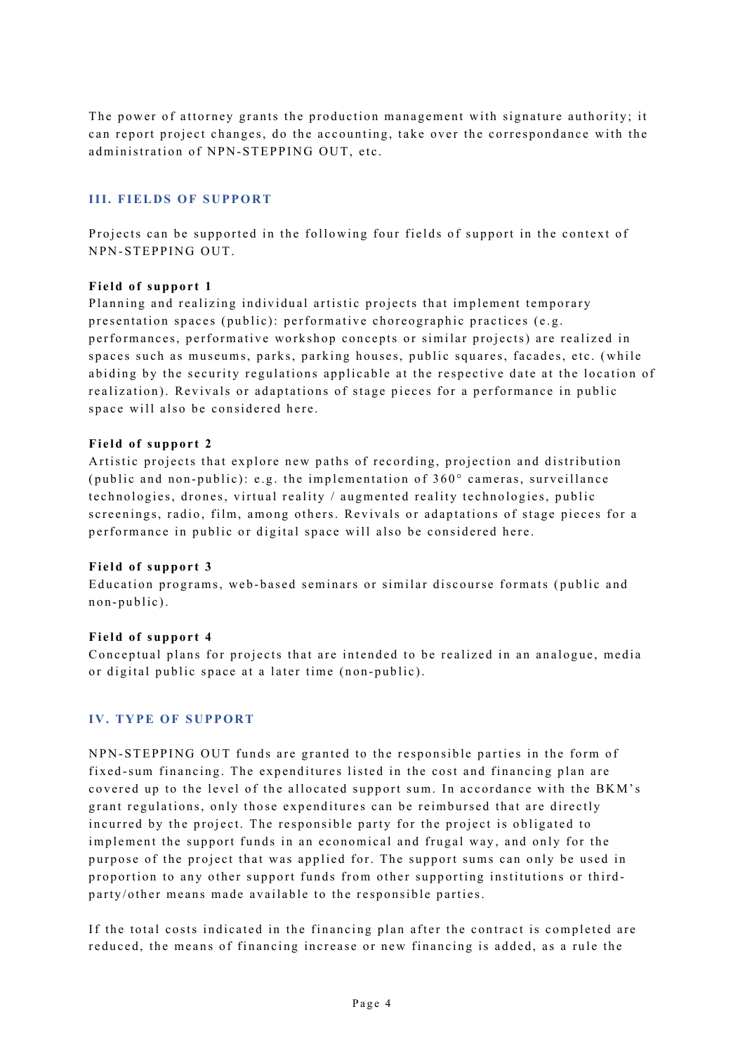The power of attorney grants the production management with signature authority; it can report project changes, do the accounting, take over the correspondance with the administration of NPN-STEPPING OUT, etc.

## III. FIELDS OF SUPPORT

Projects can be supported in the following four fields of support in the context of NPN-STEPPING OUT.

**Field of support 1**
Planning and realizing individual artistic projects that implement temporary presentation spaces (public): performative choreographic practices (e.g. performances, performative workshop concepts or similar projects) are realized in spaces such as museums, parks, parking houses, public squares, facades, etc. (while abiding by the security regulations applicable at the respective date at the location of realization). Revivals or adaptations of stage pieces for a performance in public space will also be considered here.

**Field of support 2**
Artistic projects that explore new paths of recording, projection and distribution (public and non-public): e.g. the implementation of 360° cameras, surveillance technologies, drones, virtual reality / augmented reality technologies, public screenings, radio, film, among others. Revivals or adaptations of stage pieces for a performance in public or digital space will also be considered here.

**Field of support 3**
Education programs, web-based seminars or similar discourse formats (public and non-public).

**Field of support 4**
Conceptual plans for projects that are intended to be realized in an analogue, media or digital public space at a later time (non-public).

## IV. TYPE OF SUPPORT

NPN-STEPPING OUT funds are granted to the responsible parties in the form of fixed-sum financing. The expenditures listed in the cost and financing plan are covered up to the level of the allocated support sum. In accordance with the BKM's grant regulations, only those expenditures can be reimbursed that are directly incurred by the project. The responsible party for the project is obligated to implement the support funds in an economical and frugal way, and only for the purpose of the project that was applied for. The support sums can only be used in proportion to any other support funds from other supporting institutions or third-party/other means made available to the responsible parties.

If the total costs indicated in the financing plan after the contract is completed are reduced, the means of financing increase or new financing is added, as a rule the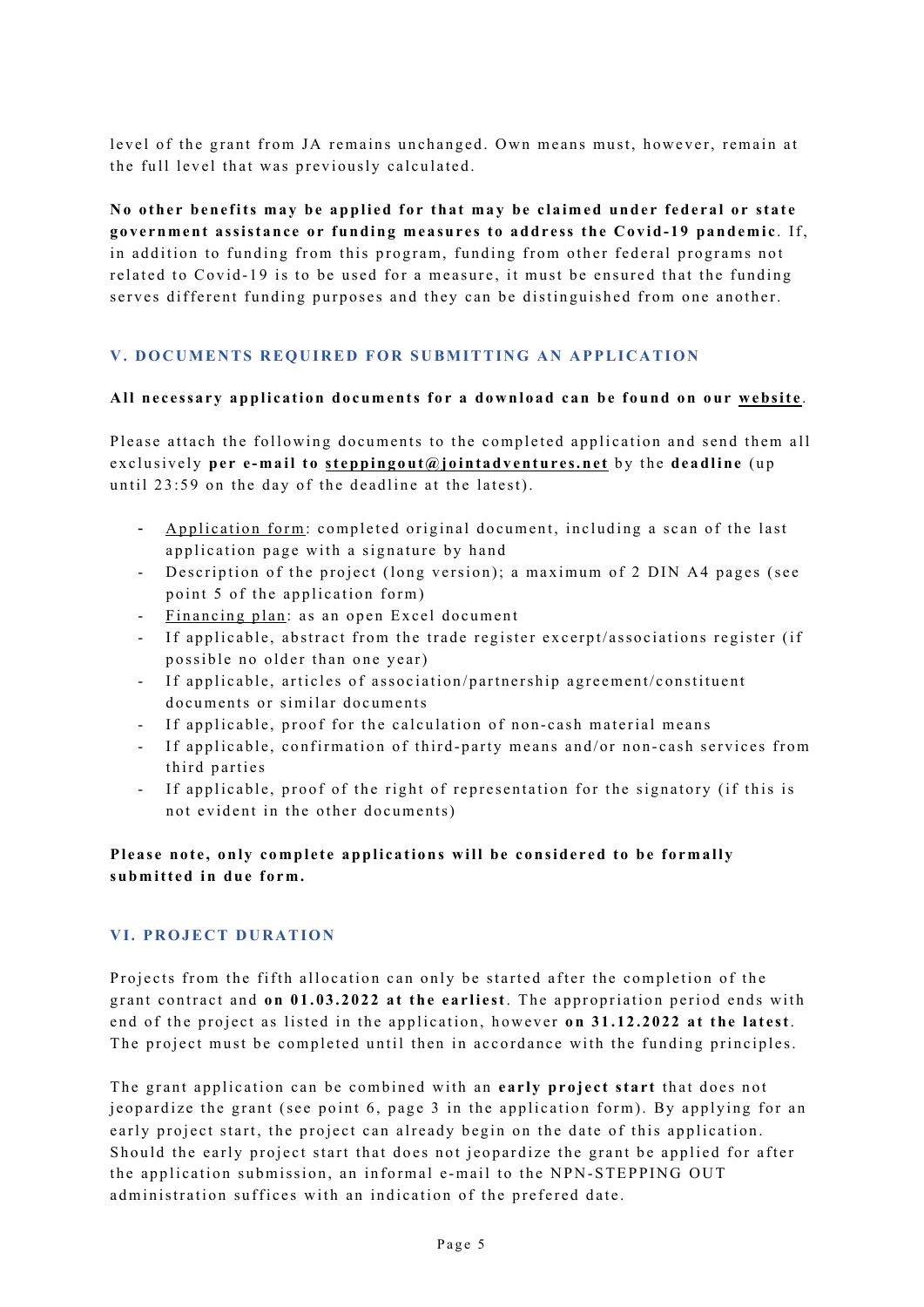level of the grant from JA remains unchanged. Own means must, however, remain at the full level that was previously calculated.

**No other benefits may be applied for that may be claimed under federal or state government assistance or funding measures to address the Covid-19 pandemic**. If, in addition to funding from this program, funding from other federal programs not related to Covid-19 is to be used for a measure, it must be ensured that the funding serves different funding purposes and they can be distinguished from one another.

## V. DOCUMENTS REQUIRED FOR SUBMITTING AN APPLICATION

**All necessary application documents for a download can be found on our website**.

Please attach the following documents to the completed application and send them all exclusively **per e-mail to steppingout@jointadventures.net** by the **deadline** (up until 23:59 on the day of the deadline at the latest).

- Application form: completed original document, including a scan of the last application page with a signature by hand
- Description of the project (long version); a maximum of 2 DIN A4 pages (see point 5 of the application form)
- Financing plan: as an open Excel document
- If applicable, abstract from the trade register excerpt/associations register (if possible no older than one year)
- If applicable, articles of association/partnership agreement/constituent documents or similar documents
- If applicable, proof for the calculation of non-cash material means
- If applicable, confirmation of third-party means and/or non-cash services from third parties
- If applicable, proof of the right of representation for the signatory (if this is not evident in the other documents)

**Please note, only complete applications will be considered to be formally submitted in due form.**

## VI. PROJECT DURATION

Projects from the fifth allocation can only be started after the completion of the grant contract and **on 01.03.2022 at the earliest**. The appropriation period ends with end of the project as listed in the application, however **on 31.12.2022 at the latest**. The project must be completed until then in accordance with the funding principles.

The grant application can be combined with an **early project start** that does not jeopardize the grant (see point 6, page 3 in the application form). By applying for an early project start, the project can already begin on the date of this application. Should the early project start that does not jeopardize the grant be applied for after the application submission, an informal e-mail to the NPN-STEPPING OUT administration suffices with an indication of the prefered date.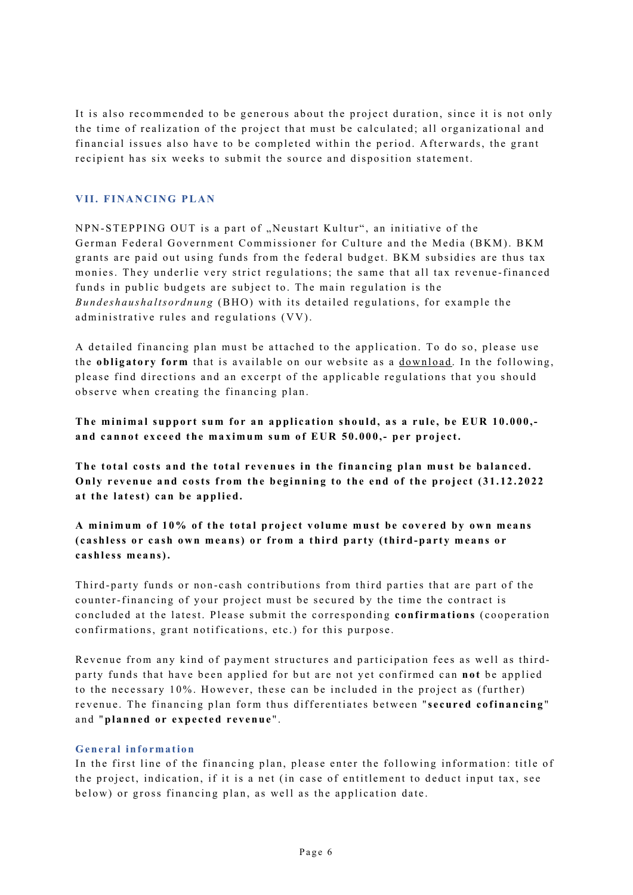It is also recommended to be generous about the project duration, since it is not only the time of realization of the project that must be calculated; all organizational and financial issues also have to be completed within the period. Afterwards, the grant recipient has six weeks to submit the source and disposition statement.

## VII. FINANCING PLAN

NPN-STEPPING OUT is a part of „Neustart Kultur", an initiative of the German Federal Government Commissioner for Culture and the Media (BKM). BKM grants are paid out using funds from the federal budget. BKM subsidies are thus tax monies. They underlie very strict regulations; the same that all tax revenue-financed funds in public budgets are subject to. The main regulation is the *Bundeshaushaltsordnung* (BHO) with its detailed regulations, for example the administrative rules and regulations (VV).

A detailed financing plan must be attached to the application. To do so, please use the **obligatory form** that is available on our website as a download. In the following, please find directions and an excerpt of the applicable regulations that you should observe when creating the financing plan.

**The minimal support sum for an application should, as a rule, be EUR 10.000,- and cannot exceed the maximum sum of EUR 50.000,- per project.**

**The total costs and the total revenues in the financing plan must be balanced. Only revenue and costs from the beginning to the end of the project (31.12.2022 at the latest) can be applied.**

**A minimum of 10% of the total project volume must be covered by own means (cashless or cash own means) or from a third party (third-party means or cashless means).**

Third-party funds or non-cash contributions from third parties that are part of the counter-financing of your project must be secured by the time the contract is concluded at the latest. Please submit the corresponding **confirmations** (cooperation confirmations, grant notifications, etc.) for this purpose.

Revenue from any kind of payment structures and participation fees as well as third-party funds that have been applied for but are not yet confirmed can **not** be applied to the necessary 10%. However, these can be included in the project as (further) revenue. The financing plan form thus differentiates between "**secured cofinancing**" and "**planned or expected revenue**".

### General information

In the first line of the financing plan, please enter the following information: title of the project, indication, if it is a net (in case of entitlement to deduct input tax, see below) or gross financing plan, as well as the application date.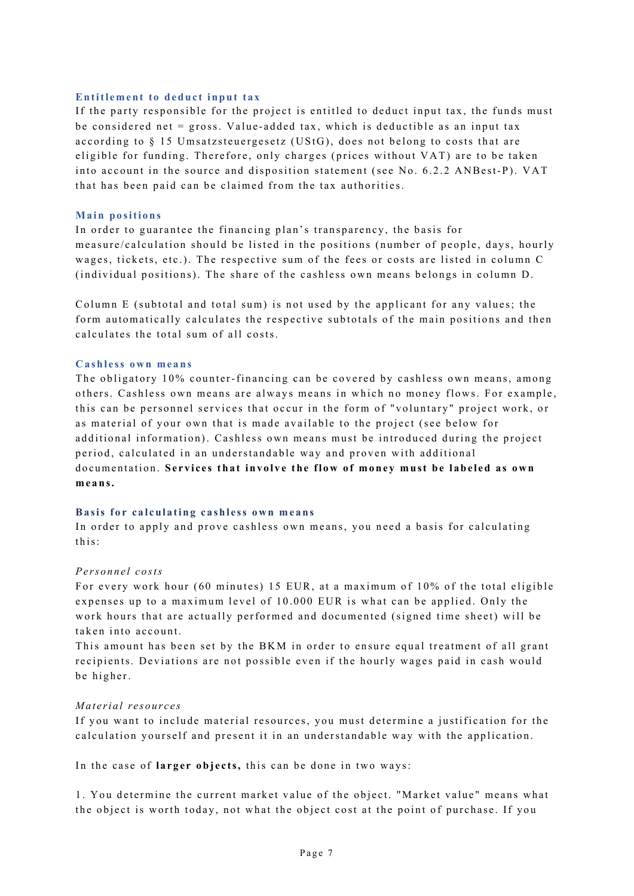### Entitlement to deduct input tax

If the party responsible for the project is entitled to deduct input tax, the funds must be considered net = gross. Value-added tax, which is deductible as an input tax according to § 15 Umsatzsteuergesetz (UStG), does not belong to costs that are eligible for funding. Therefore, only charges (prices without VAT) are to be taken into account in the source and disposition statement (see No. 6.2.2 ANBest-P). VAT that has been paid can be claimed from the tax authorities.

### Main positions

In order to guarantee the financing plan's transparency, the basis for measure/calculation should be listed in the positions (number of people, days, hourly wages, tickets, etc.). The respective sum of the fees or costs are listed in column C (individual positions). The share of the cashless own means belongs in column D.

Column E (subtotal and total sum) is not used by the applicant for any values; the form automatically calculates the respective subtotals of the main positions and then calculates the total sum of all costs.

### Cashless own means

The obligatory 10% counter-financing can be covered by cashless own means, among others. Cashless own means are always means in which no money flows. For example, this can be personnel services that occur in the form of "voluntary" project work, or as material of your own that is made available to the project (see below for additional information). Cashless own means must be introduced during the project period, calculated in an understandable way and proven with additional documentation. **Services that involve the flow of money must be labeled as own means.**

### Basis for calculating cashless own means

In order to apply and prove cashless own means, you need a basis for calculating this:

*Personnel costs*

For every work hour (60 minutes) 15 EUR, at a maximum of 10% of the total eligible expenses up to a maximum level of 10.000 EUR is what can be applied. Only the work hours that are actually performed and documented (signed time sheet) will be taken into account.

This amount has been set by the BKM in order to ensure equal treatment of all grant recipients. Deviations are not possible even if the hourly wages paid in cash would be higher.

*Material resources*

If you want to include material resources, you must determine a justification for the calculation yourself and present it in an understandable way with the application.

In the case of **larger objects,** this can be done in two ways:

1. You determine the current market value of the object. "Market value" means what the object is worth today, not what the object cost at the point of purchase. If you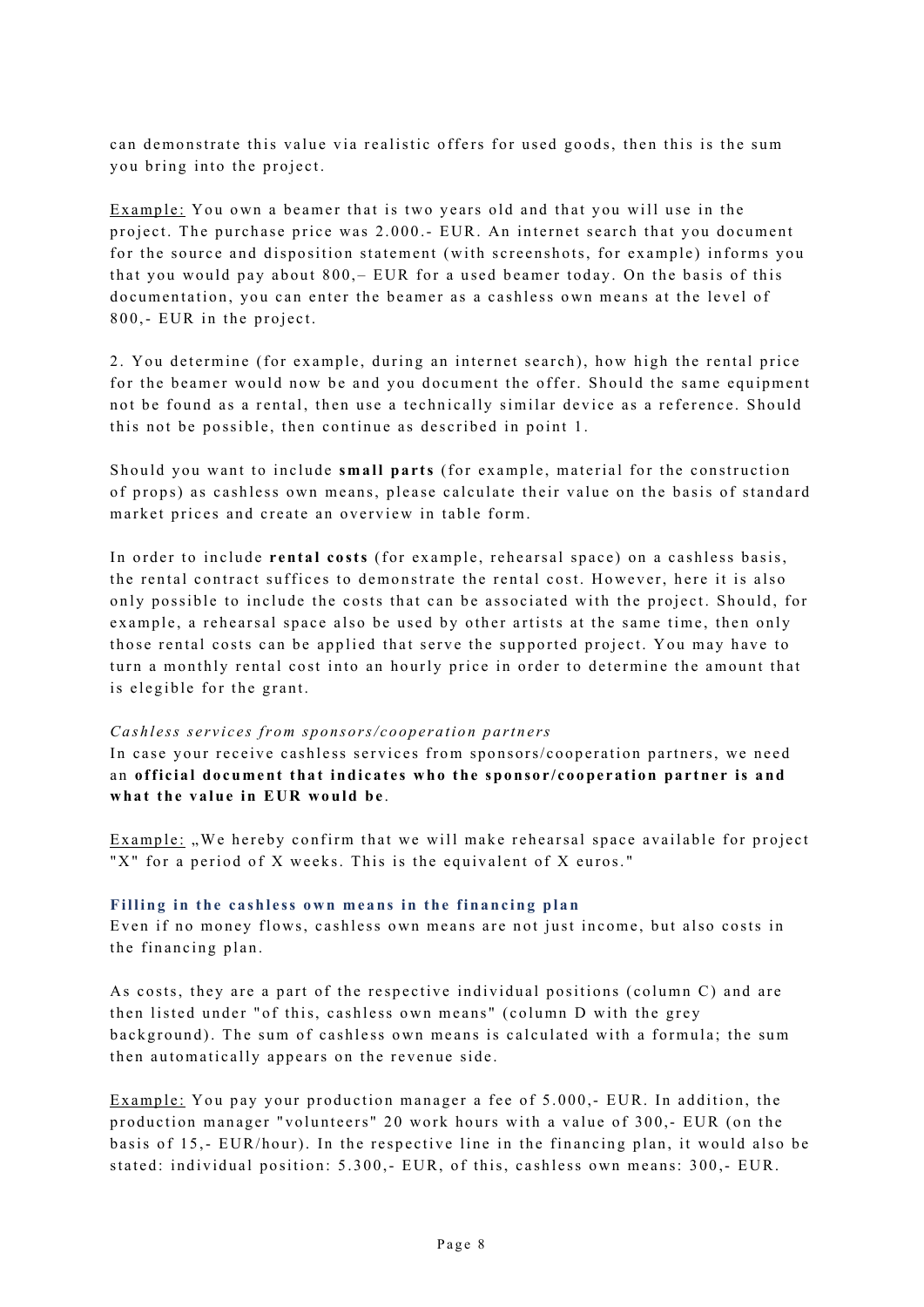can demonstrate this value via realistic offers for used goods, then this is the sum you bring into the project.

Example: You own a beamer that is two years old and that you will use in the project. The purchase price was 2.000.- EUR. An internet search that you document for the source and disposition statement (with screenshots, for example) informs you that you would pay about 800,– EUR for a used beamer today. On the basis of this documentation, you can enter the beamer as a cashless own means at the level of 800,- EUR in the project.

2. You determine (for example, during an internet search), how high the rental price for the beamer would now be and you document the offer. Should the same equipment not be found as a rental, then use a technically similar device as a reference. Should this not be possible, then continue as described in point 1.

Should you want to include **small parts** (for example, material for the construction of props) as cashless own means, please calculate their value on the basis of standard market prices and create an overview in table form.

In order to include **rental costs** (for example, rehearsal space) on a cashless basis, the rental contract suffices to demonstrate the rental cost. However, here it is also only possible to include the costs that can be associated with the project. Should, for example, a rehearsal space also be used by other artists at the same time, then only those rental costs can be applied that serve the supported project. You may have to turn a monthly rental cost into an hourly price in order to determine the amount that is elegible for the grant.

*Cashless services from sponsors/cooperation partners*

In case your receive cashless services from sponsors/cooperation partners, we need an **official document that indicates who the sponsor/cooperation partner is and what the value in EUR would be**.

Example: „We hereby confirm that we will make rehearsal space available for project "X" for a period of X weeks. This is the equivalent of X euros."

**Filling in the cashless own means in the financing plan**

Even if no money flows, cashless own means are not just income, but also costs in the financing plan.

As costs, they are a part of the respective individual positions (column C) and are then listed under "of this, cashless own means" (column D with the grey background). The sum of cashless own means is calculated with a formula; the sum then automatically appears on the revenue side.

Example: You pay your production manager a fee of 5.000,- EUR. In addition, the production manager "volunteers" 20 work hours with a value of 300,- EUR (on the basis of 15,- EUR/hour). In the respective line in the financing plan, it would also be stated: individual position: 5.300,- EUR, of this, cashless own means: 300,- EUR.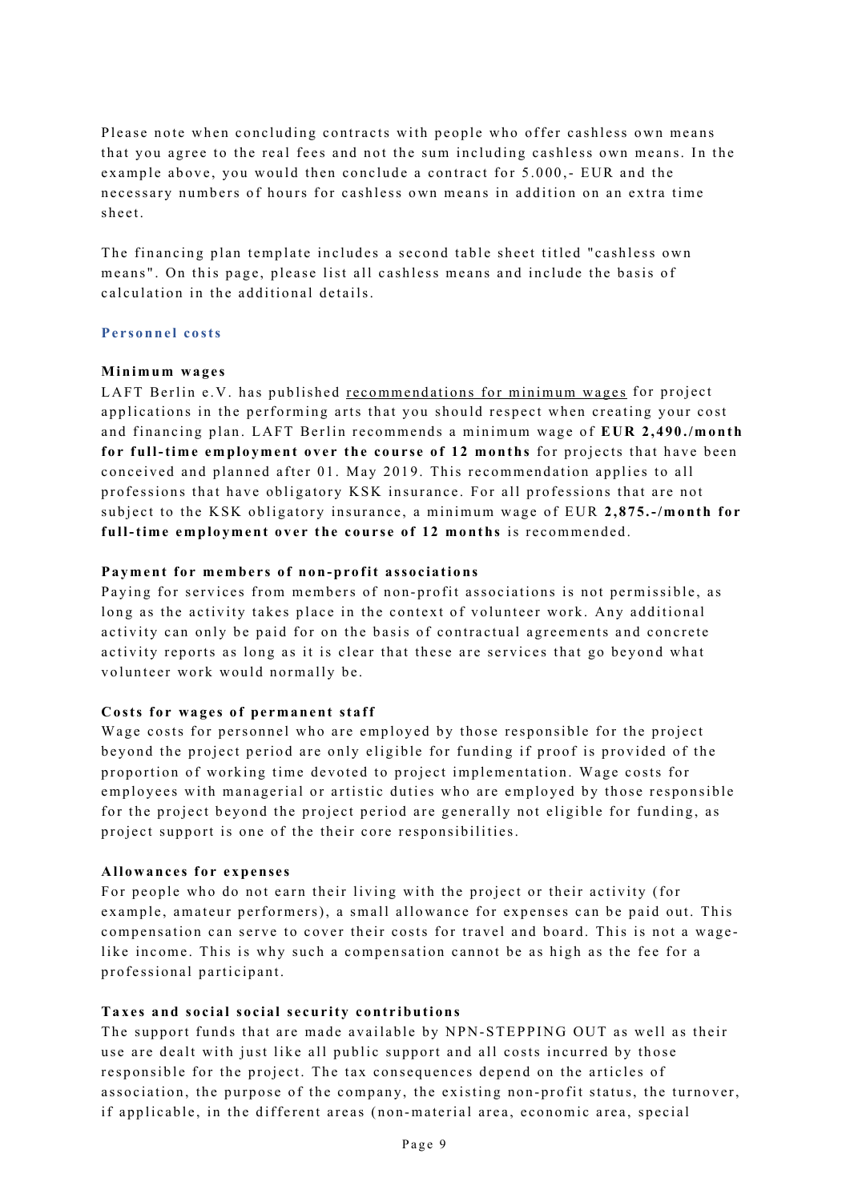Please note when concluding contracts with people who offer cashless own means that you agree to the real fees and not the sum including cashless own means. In the example above, you would then conclude a contract for 5.000,- EUR and the necessary numbers of hours for cashless own means in addition on an extra time sheet.

The financing plan template includes a second table sheet titled "cashless own means". On this page, please list all cashless means and include the basis of calculation in the additional details.

## Personnel costs

### Minimum wages

LAFT Berlin e.V. has published recommendations for minimum wages for project applications in the performing arts that you should respect when creating your cost and financing plan. LAFT Berlin recommends a minimum wage of **EUR 2,490./month for full-time employment over the course of 12 months** for projects that have been conceived and planned after 01. May 2019. This recommendation applies to all professions that have obligatory KSK insurance. For all professions that are not subject to the KSK obligatory insurance, a minimum wage of EUR **2,875.-/month for full-time employment over the course of 12 months** is recommended.

### Payment for members of non-profit associations

Paying for services from members of non-profit associations is not permissible, as long as the activity takes place in the context of volunteer work. Any additional activity can only be paid for on the basis of contractual agreements and concrete activity reports as long as it is clear that these are services that go beyond what volunteer work would normally be.

### Costs for wages of permanent staff

Wage costs for personnel who are employed by those responsible for the project beyond the project period are only eligible for funding if proof is provided of the proportion of working time devoted to project implementation. Wage costs for employees with managerial or artistic duties who are employed by those responsible for the project beyond the project period are generally not eligible for funding, as project support is one of the their core responsibilities.

### Allowances for expenses

For people who do not earn their living with the project or their activity (for example, amateur performers), a small allowance for expenses can be paid out. This compensation can serve to cover their costs for travel and board. This is not a wage-like income. This is why such a compensation cannot be as high as the fee for a professional participant.

### Taxes and social social security contributions

The support funds that are made available by NPN-STEPPING OUT as well as their use are dealt with just like all public support and all costs incurred by those responsible for the project. The tax consequences depend on the articles of association, the purpose of the company, the existing non-profit status, the turnover, if applicable, in the different areas (non-material area, economic area, special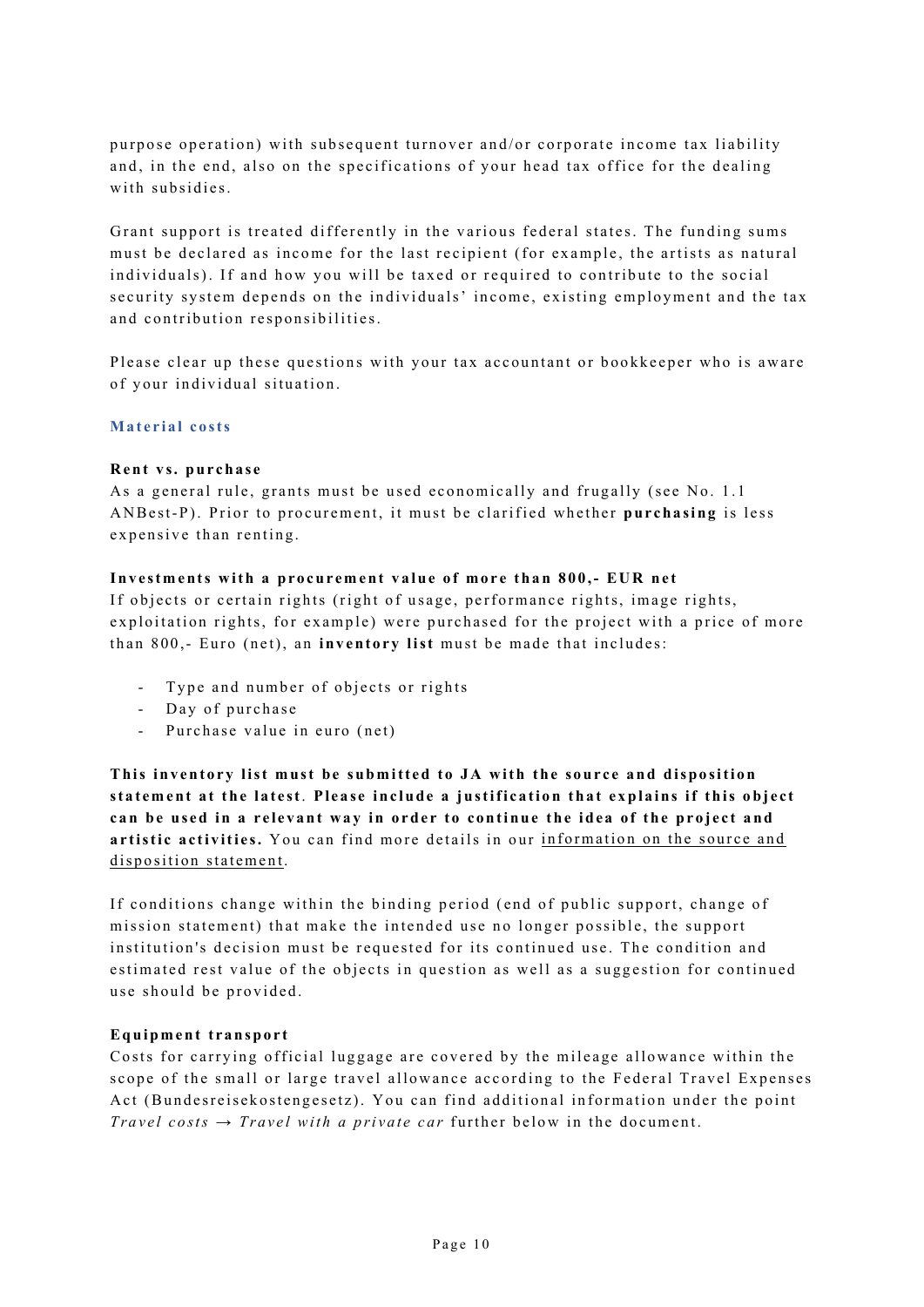purpose operation) with subsequent turnover and/or corporate income tax liability and, in the end, also on the specifications of your head tax office for the dealing with subsidies.

Grant support is treated differently in the various federal states. The funding sums must be declared as income for the last recipient (for example, the artists as natural individuals). If and how you will be taxed or required to contribute to the social security system depends on the individuals' income, existing employment and the tax and contribution responsibilities.

Please clear up these questions with your tax accountant or bookkeeper who is aware of your individual situation.

## Material costs

**Rent vs. purchase**
As a general rule, grants must be used economically and frugally (see No. 1.1 ANBest-P). Prior to procurement, it must be clarified whether **purchasing** is less expensive than renting.

**Investments with a procurement value of more than 800,- EUR net**
If objects or certain rights (right of usage, performance rights, image rights, exploitation rights, for example) were purchased for the project with a price of more than 800,- Euro (net), an **inventory list** must be made that includes:

- Type and number of objects or rights
- Day of purchase
- Purchase value in euro (net)

**This inventory list must be submitted to JA with the source and disposition statement at the latest**. **Please include a justification that explains if this object can be used in a relevant way in order to continue the idea of the project and artistic activities.** You can find more details in our information on the source and disposition statement.

If conditions change within the binding period (end of public support, change of mission statement) that make the intended use no longer possible, the support institution's decision must be requested for its continued use. The condition and estimated rest value of the objects in question as well as a suggestion for continued use should be provided.

**Equipment transport**
Costs for carrying official luggage are covered by the mileage allowance within the scope of the small or large travel allowance according to the Federal Travel Expenses Act (Bundesreisekostengesetz). You can find additional information under the point *Travel costs → Travel with a private car* further below in the document.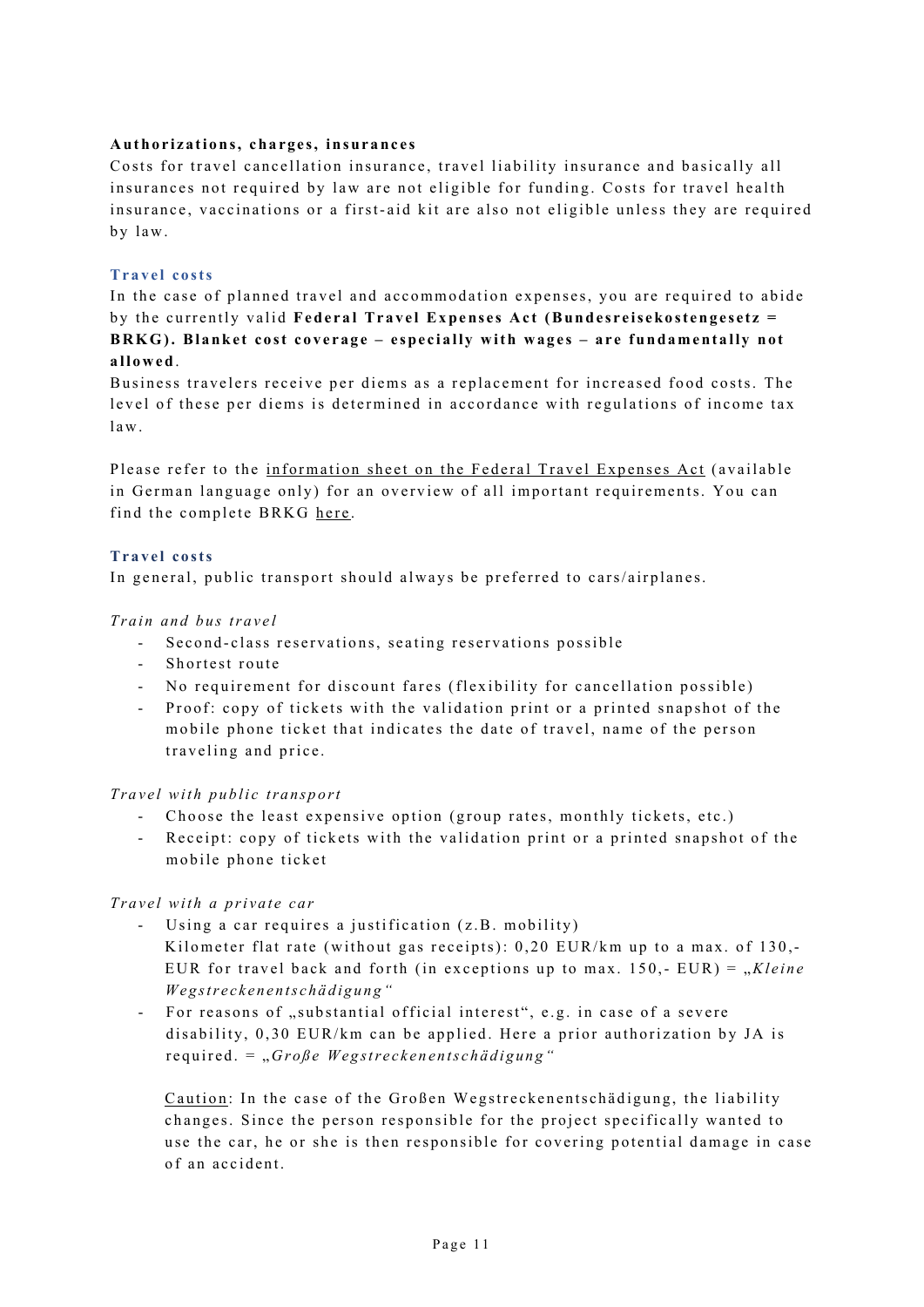**Authorizations, charges, insurances**

Costs for travel cancellation insurance, travel liability insurance and basically all insurances not required by law are not eligible for funding. Costs for travel health insurance, vaccinations or a first-aid kit are also not eligible unless they are required by law.

### Travel costs

In the case of planned travel and accommodation expenses, you are required to abide by the currently valid **Federal Travel Expenses Act (Bundesreisekostengesetz = BRKG). Blanket cost coverage – especially with wages – are fundamentally not allowed**.

Business travelers receive per diems as a replacement for increased food costs. The level of these per diems is determined in accordance with regulations of income tax law.

Please refer to the information sheet on the Federal Travel Expenses Act (available in German language only) for an overview of all important requirements. You can find the complete BRKG here.

### Travel costs

In general, public transport should always be preferred to cars/airplanes.

*Train and bus travel*

- Second-class reservations, seating reservations possible
- Shortest route
- No requirement for discount fares (flexibility for cancellation possible)
- Proof: copy of tickets with the validation print or a printed snapshot of the mobile phone ticket that indicates the date of travel, name of the person traveling and price.

*Travel with public transport*

- Choose the least expensive option (group rates, monthly tickets, etc.)
- Receipt: copy of tickets with the validation print or a printed snapshot of the mobile phone ticket

*Travel with a private car*

- Using a car requires a justification (z.B. mobility)
  Kilometer flat rate (without gas receipts): 0,20 EUR/km up to a max. of 130,- EUR for travel back and forth (in exceptions up to max. 150,- EUR) = „*Kleine Wegstreckenentschädigung*"
- For reasons of „substantial official interest", e.g. in case of a severe disability, 0,30 EUR/km can be applied. Here a prior authorization by JA is required. = „*Große Wegstreckenentschädigung*"

  Caution: In the case of the Großen Wegstreckenentschädigung, the liability changes. Since the person responsible for the project specifically wanted to use the car, he or she is then responsible for covering potential damage in case of an accident.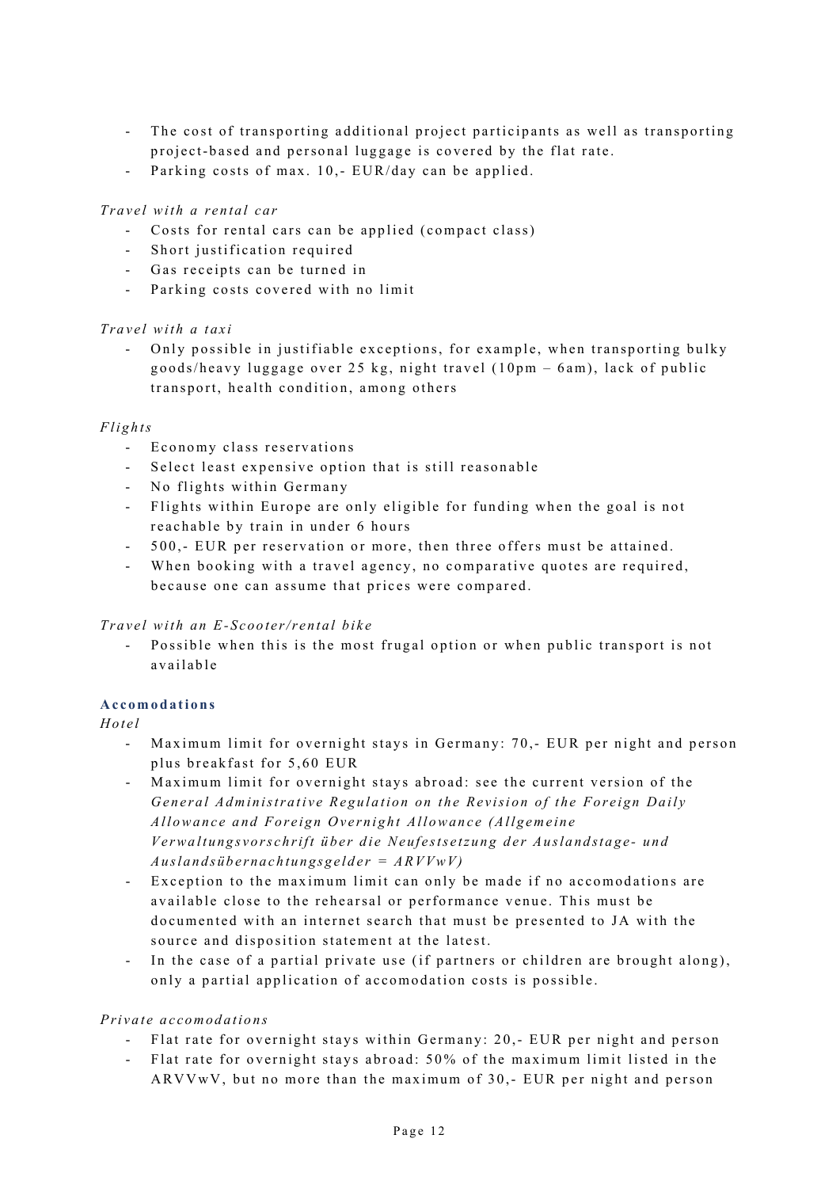- The cost of transporting additional project participants as well as transporting project-based and personal luggage is covered by the flat rate.
- Parking costs of max. 10,- EUR/day can be applied.

*Travel with a rental car*

- Costs for rental cars can be applied (compact class)
- Short justification required
- Gas receipts can be turned in
- Parking costs covered with no limit

*Travel with a taxi*

- Only possible in justifiable exceptions, for example, when transporting bulky goods/heavy luggage over 25 kg, night travel (10pm – 6am), lack of public transport, health condition, among others

*Flights*

- Economy class reservations
- Select least expensive option that is still reasonable
- No flights within Germany
- Flights within Europe are only eligible for funding when the goal is not reachable by train in under 6 hours
- 500,- EUR per reservation or more, then three offers must be attained.
- When booking with a travel agency, no comparative quotes are required, because one can assume that prices were compared.

*Travel with an E-Scooter/rental bike*

- Possible when this is the most frugal option or when public transport is not available

**Accomodations**

*Hotel*

- Maximum limit for overnight stays in Germany: 70,- EUR per night and person plus breakfast for 5,60 EUR
- Maximum limit for overnight stays abroad: see the current version of the *General Administrative Regulation on the Revision of the Foreign Daily Allowance and Foreign Overnight Allowance (Allgemeine Verwaltungsvorschrift über die Neufestsetzung der Auslandstage- und Auslandsübernachtungsgelder = ARVVwV)*
- Exception to the maximum limit can only be made if no accomodations are available close to the rehearsal or performance venue. This must be documented with an internet search that must be presented to JA with the source and disposition statement at the latest.
- In the case of a partial private use (if partners or children are brought along), only a partial application of accomodation costs is possible.

*Private accomodations*

- Flat rate for overnight stays within Germany: 20,- EUR per night and person
- Flat rate for overnight stays abroad: 50% of the maximum limit listed in the ARVVwV, but no more than the maximum of 30,- EUR per night and person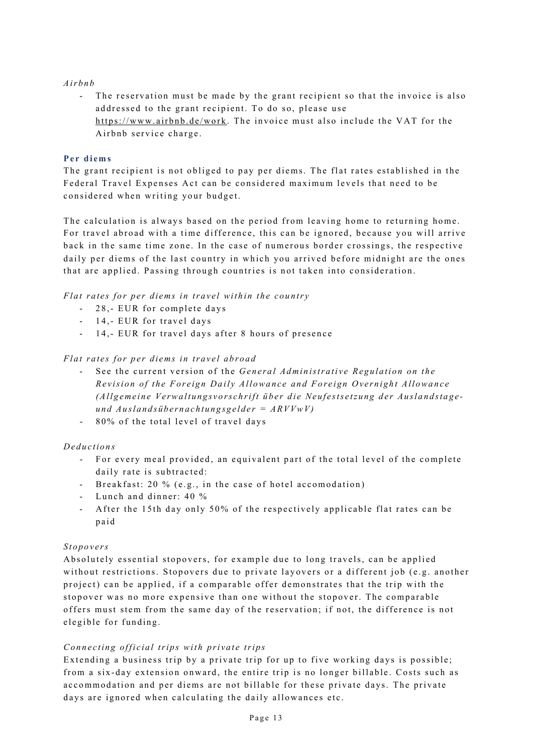*Airbnb*

- The reservation must be made by the grant recipient so that the invoice is also addressed to the grant recipient. To do so, please use https://www.airbnb.de/work. The invoice must also include the VAT for the Airbnb service charge.

**Per diems**

The grant recipient is not obliged to pay per diems. The flat rates established in the Federal Travel Expenses Act can be considered maximum levels that need to be considered when writing your budget.

The calculation is always based on the period from leaving home to returning home. For travel abroad with a time difference, this can be ignored, because you will arrive back in the same time zone. In the case of numerous border crossings, the respective daily per diems of the last country in which you arrived before midnight are the ones that are applied. Passing through countries is not taken into consideration.

*Flat rates for per diems in travel within the country*

- 28,- EUR for complete days
- 14,- EUR for travel days
- 14,- EUR for travel days after 8 hours of presence

*Flat rates for per diems in travel abroad*

- See the current version of the *General Administrative Regulation on the Revision of the Foreign Daily Allowance and Foreign Overnight Allowance (Allgemeine Verwaltungsvorschrift über die Neufestsetzung der Auslandstage- und Auslandsübernachtungsgelder = ARVVwV)*
- 80% of the total level of travel days

*Deductions*

- For every meal provided, an equivalent part of the total level of the complete daily rate is subtracted:
- Breakfast: 20 % (e.g., in the case of hotel accomodation)
- Lunch and dinner: 40 %
- After the 15th day only 50% of the respectively applicable flat rates can be paid

*Stopovers*

Absolutely essential stopovers, for example due to long travels, can be applied without restrictions. Stopovers due to private layovers or a different job (e.g. another project) can be applied, if a comparable offer demonstrates that the trip with the stopover was no more expensive than one without the stopover. The comparable offers must stem from the same day of the reservation; if not, the difference is not elegible for funding.

*Connecting official trips with private trips*

Extending a business trip by a private trip for up to five working days is possible; from a six-day extension onward, the entire trip is no longer billable. Costs such as accommodation and per diems are not billable for these private days. The private days are ignored when calculating the daily allowances etc.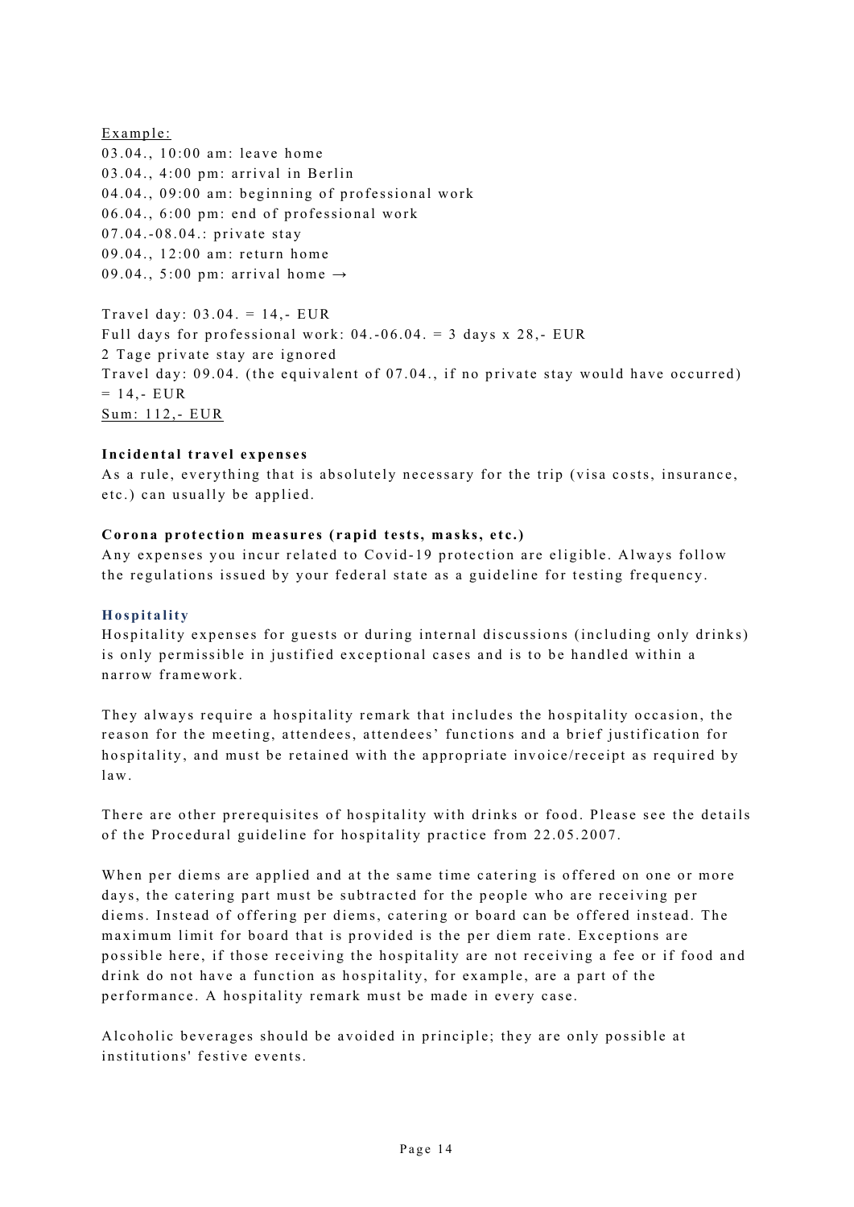<u>Example:</u>
03.04., 10:00 am: leave home
03.04., 4:00 pm: arrival in Berlin
04.04., 09:00 am: beginning of professional work
06.04., 6:00 pm: end of professional work
07.04.-08.04.: private stay
09.04., 12:00 am: return home
09.04., 5:00 pm: arrival home →

Travel day: 03.04. = 14,- EUR
Full days for professional work: 04.-06.04. = 3 days x 28,- EUR
2 Tage private stay are ignored
Travel day: 09.04. (the equivalent of 07.04., if no private stay would have occurred) = 14,- EUR
<u>Sum: 112,- EUR</u>

**Incidental travel expenses**
As a rule, everything that is absolutely necessary for the trip (visa costs, insurance, etc.) can usually be applied.

**Corona protection measures (rapid tests, masks, etc.)**
Any expenses you incur related to Covid-19 protection are eligible. Always follow the regulations issued by your federal state as a guideline for testing frequency.

### Hospitality

Hospitality expenses for guests or during internal discussions (including only drinks) is only permissible in justified exceptional cases and is to be handled within a narrow framework.

They always require a hospitality remark that includes the hospitality occasion, the reason for the meeting, attendees, attendees' functions and a brief justification for hospitality, and must be retained with the appropriate invoice/receipt as required by law.

There are other prerequisites of hospitality with drinks or food. Please see the details of the Procedural guideline for hospitality practice from 22.05.2007.

When per diems are applied and at the same time catering is offered on one or more days, the catering part must be subtracted for the people who are receiving per diems. Instead of offering per diems, catering or board can be offered instead. The maximum limit for board that is provided is the per diem rate. Exceptions are possible here, if those receiving the hospitality are not receiving a fee or if food and drink do not have a function as hospitality, for example, are a part of the performance. A hospitality remark must be made in every case.

Alcoholic beverages should be avoided in principle; they are only possible at institutions' festive events.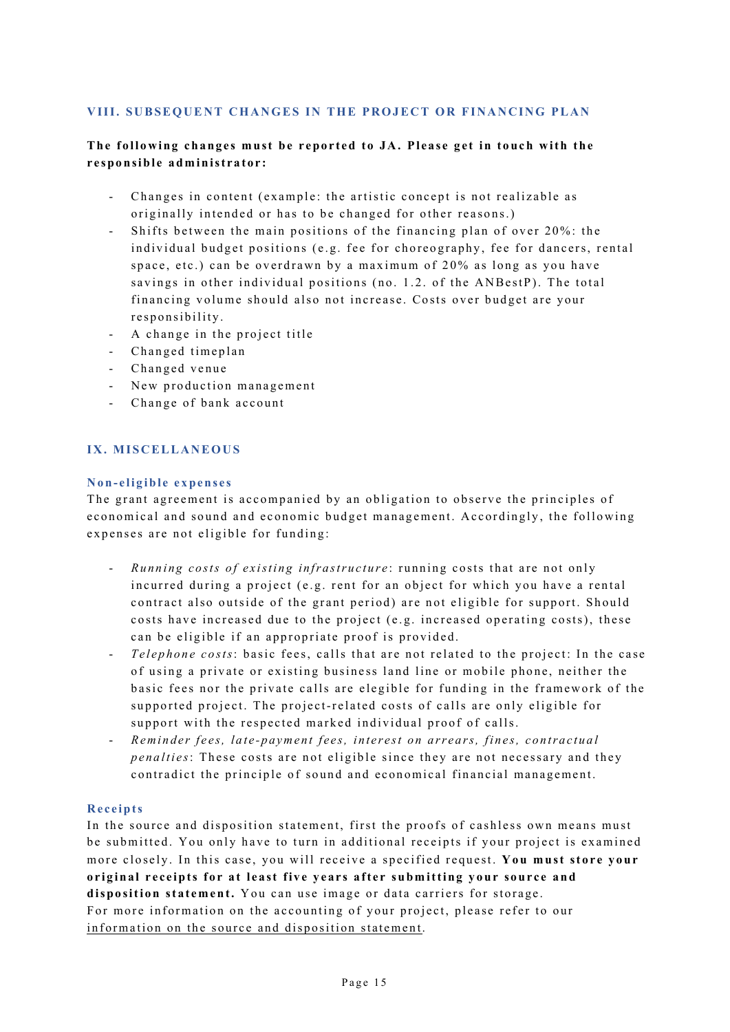## VIII. SUBSEQUENT CHANGES IN THE PROJECT OR FINANCING PLAN

**The following changes must be reported to JA. Please get in touch with the responsible administrator:**

- Changes in content (example: the artistic concept is not realizable as originally intended or has to be changed for other reasons.)
- Shifts between the main positions of the financing plan of over 20%: the individual budget positions (e.g. fee for choreography, fee for dancers, rental space, etc.) can be overdrawn by a maximum of 20% as long as you have savings in other individual positions (no. 1.2. of the ANBestP). The total financing volume should also not increase. Costs over budget are your responsibility.
- A change in the project title
- Changed timeplan
- Changed venue
- New production management
- Change of bank account

## IX. MISCELLANEOUS

### Non-eligible expenses

The grant agreement is accompanied by an obligation to observe the principles of economical and sound and economic budget management. Accordingly, the following expenses are not eligible for funding:

- *Running costs of existing infrastructure*: running costs that are not only incurred during a project (e.g. rent for an object for which you have a rental contract also outside of the grant period) are not eligible for support. Should costs have increased due to the project (e.g. increased operating costs), these can be eligible if an appropriate proof is provided.
- *Telephone costs*: basic fees, calls that are not related to the project: In the case of using a private or existing business land line or mobile phone, neither the basic fees nor the private calls are elegible for funding in the framework of the supported project. The project-related costs of calls are only eligible for support with the respected marked individual proof of calls.
- *Reminder fees, late-payment fees, interest on arrears, fines, contractual penalties*: These costs are not eligible since they are not necessary and they contradict the principle of sound and economical financial management.

### Receipts

In the source and disposition statement, first the proofs of cashless own means must be submitted. You only have to turn in additional receipts if your project is examined more closely. In this case, you will receive a specified request. **You must store your original receipts for at least five years after submitting your source and disposition statement.** You can use image or data carriers for storage.
For more information on the accounting of your project, please refer to our information on the source and disposition statement.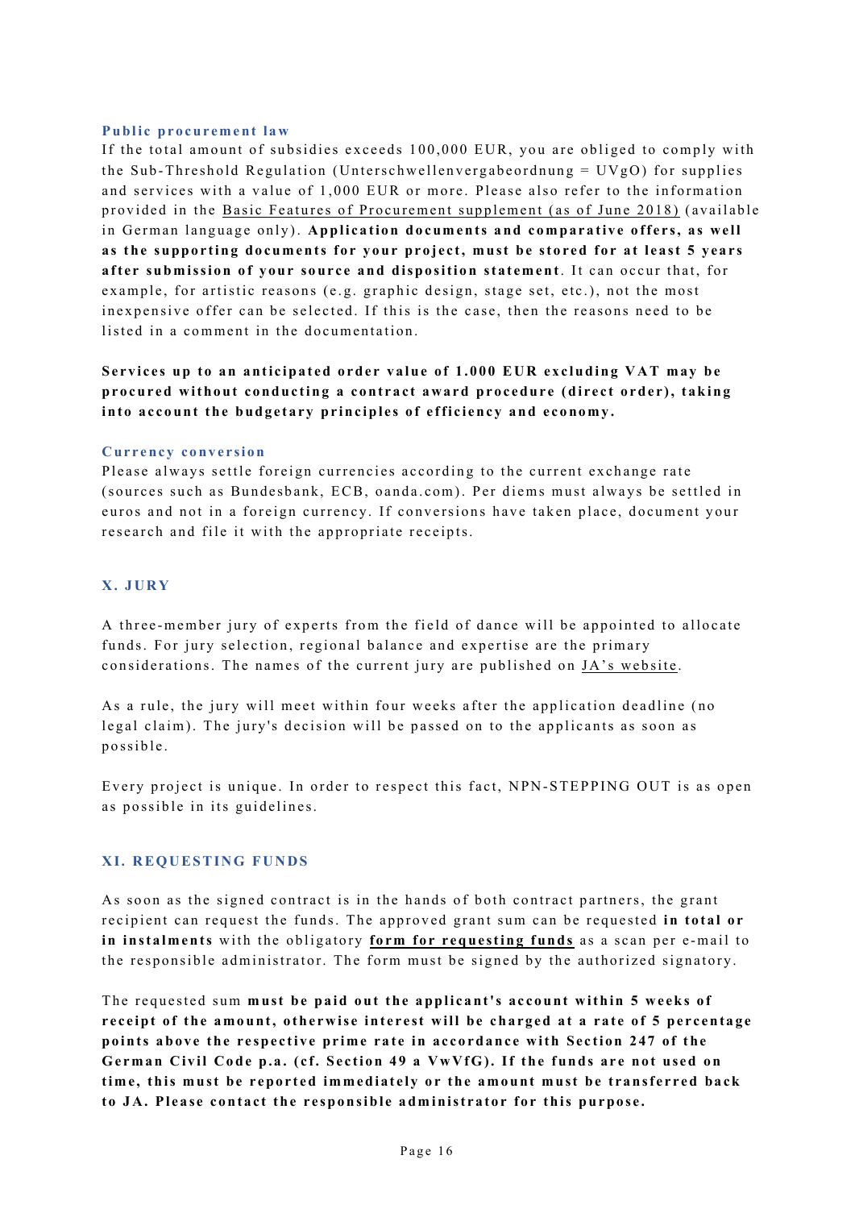### Public procurement law

If the total amount of subsidies exceeds 100,000 EUR, you are obliged to comply with the Sub-Threshold Regulation (Unterschwellenvergabeordnung = UVgO) for supplies and services with a value of 1,000 EUR or more. Please also refer to the information provided in the Basic Features of Procurement supplement (as of June 2018) (available in German language only). **Application documents and comparative offers, as well as the supporting documents for your project, must be stored for at least 5 years after submission of your source and disposition statement**. It can occur that, for example, for artistic reasons (e.g. graphic design, stage set, etc.), not the most inexpensive offer can be selected. If this is the case, then the reasons need to be listed in a comment in the documentation.

**Services up to an anticipated order value of 1.000 EUR excluding VAT may be procured without conducting a contract award procedure (direct order), taking into account the budgetary principles of efficiency and economy.**

### Currency conversion

Please always settle foreign currencies according to the current exchange rate (sources such as Bundesbank, ECB, oanda.com). Per diems must always be settled in euros and not in a foreign currency. If conversions have taken place, document your research and file it with the appropriate receipts.

## X. JURY

A three-member jury of experts from the field of dance will be appointed to allocate funds. For jury selection, regional balance and expertise are the primary considerations. The names of the current jury are published on JA's website.

As a rule, the jury will meet within four weeks after the application deadline (no legal claim). The jury's decision will be passed on to the applicants as soon as possible.

Every project is unique. In order to respect this fact, NPN-STEPPING OUT is as open as possible in its guidelines.

## XI. REQUESTING FUNDS

As soon as the signed contract is in the hands of both contract partners, the grant recipient can request the funds. The approved grant sum can be requested **in total or in instalments** with the obligatory **form for requesting funds** as a scan per e-mail to the responsible administrator. The form must be signed by the authorized signatory.

The requested sum **must be paid out the applicant's account within 5 weeks of receipt of the amount, otherwise interest will be charged at a rate of 5 percentage points above the respective prime rate in accordance with Section 247 of the German Civil Code p.a. (cf. Section 49 a VwVfG). If the funds are not used on time, this must be reported immediately or the amount must be transferred back to JA. Please contact the responsible administrator for this purpose.**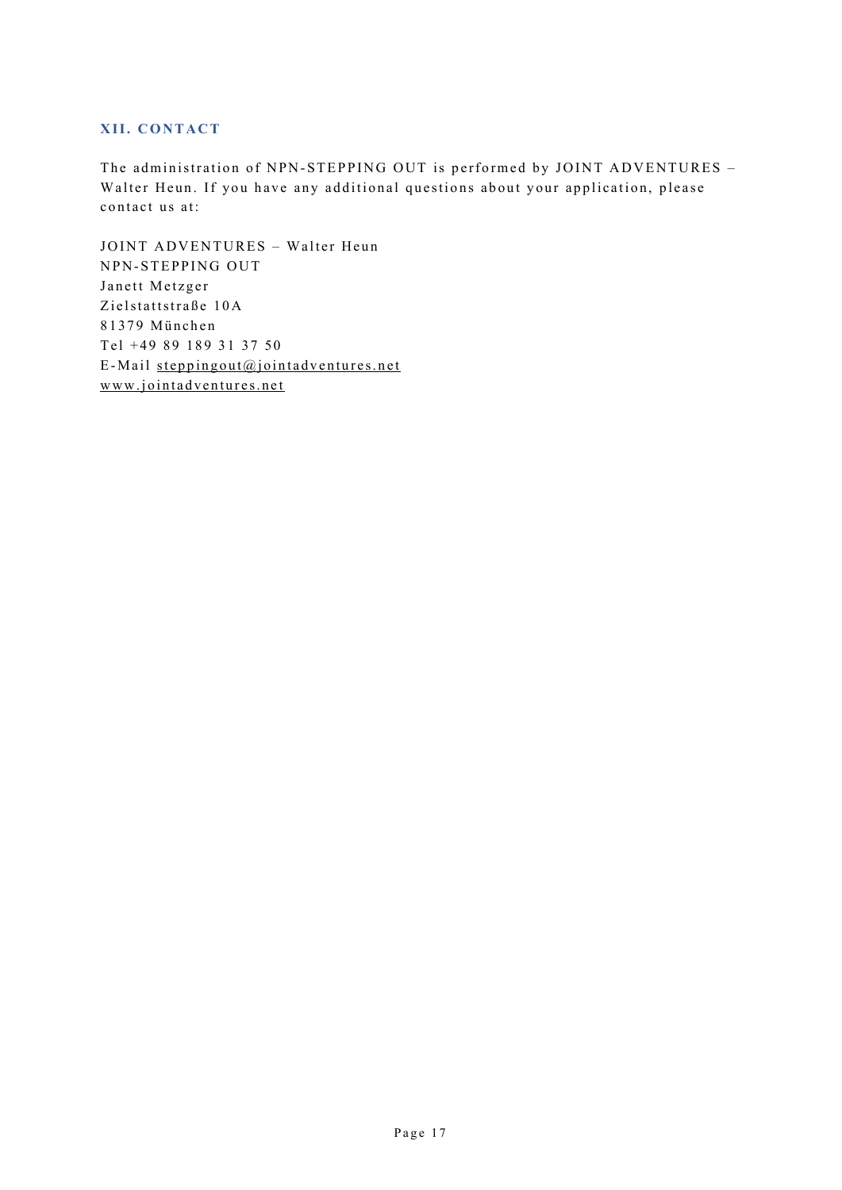## XII. CONTACT

The administration of NPN-STEPPING OUT is performed by JOINT ADVENTURES – Walter Heun. If you have any additional questions about your application, please contact us at:

JOINT ADVENTURES – Walter Heun
NPN-STEPPING OUT
Janett Metzger
Zielstattstraße 10A
81379 München
Tel +49 89 189 31 37 50
E-Mail steppingout@jointadventures.net
www.jointadventures.net